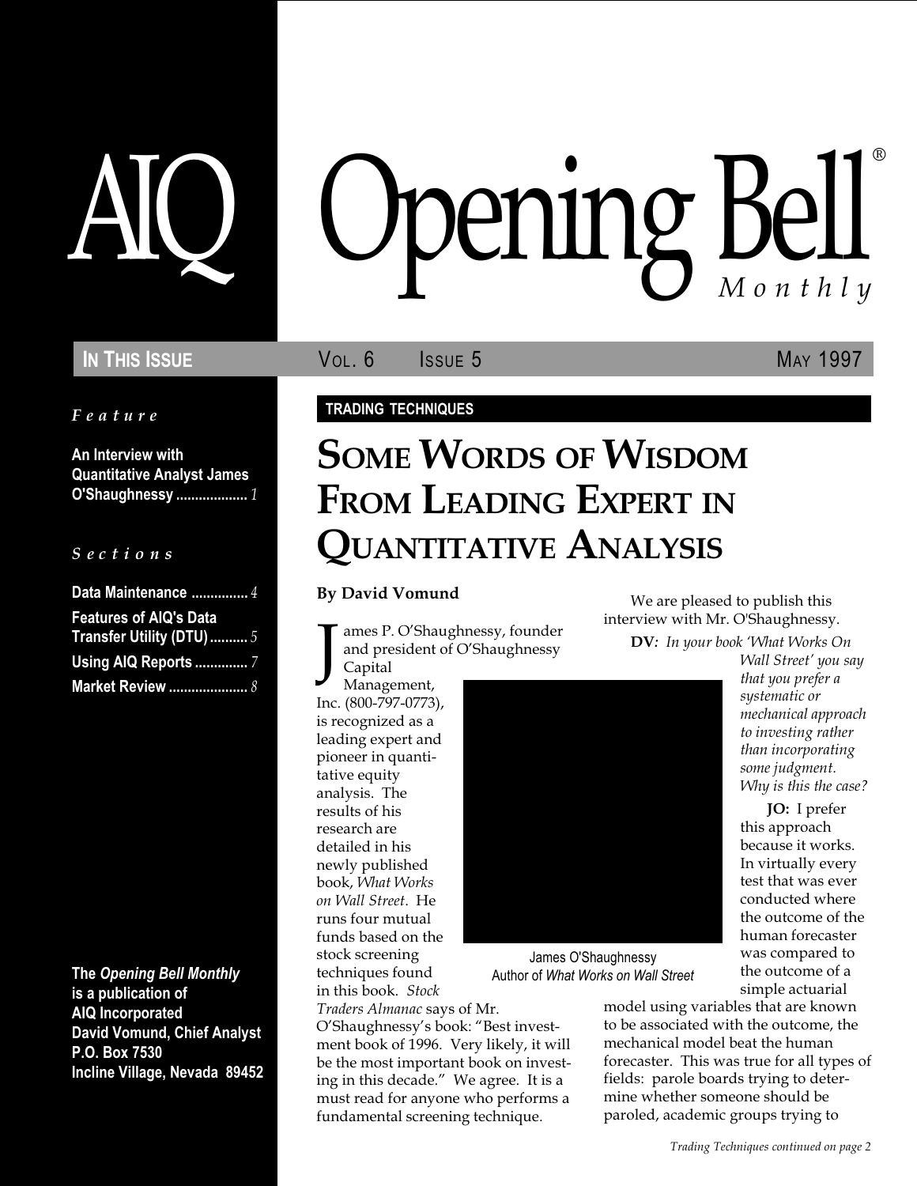# AIQ Opening Bell® Monthly

**In This Issue** — Vol. 6 Issue 5 — May 1997

*Feature*

**An Interview with Quantitative Analyst James O'Shaughnessy** ................... *1*

*Sections*

**Data Maintenance** ............... *4*
**Features of AIQ's Data Transfer Utility (DTU)** .......... *5*
**Using AIQ Reports** .............. *7*
**Market Review** ..................... *8*

**The *Opening Bell Monthly* is a publication of AIQ Incorporated**
**David Vomund, Chief Analyst**
**P.O. Box 7530**
**Incline Village, Nevada 89452**

**TRADING TECHNIQUES**

## Some Words of Wisdom From Leading Expert in Quantitative Analysis

**By David Vomund**

James P. O'Shaughnessy, founder and president of O'Shaughnessy Capital Management, Inc. (800-797-0773), is recognized as a leading expert and pioneer in quantitative equity analysis. The results of his research are detailed in his newly published book, *What Works on Wall Street*. He runs four mutual funds based on the stock screening techniques found in this book. *Stock Traders Almanac* says of Mr. O'Shaughnessy's book: "Best investment book of 1996. Very likely, it will be the most important book on investing in this decade." We agree. It is a must read for anyone who performs a fundamental screening technique.

James O'Shaughnessy
Author of *What Works on Wall Street*

We are pleased to publish this interview with Mr. O'Shaughnessy.

**DV:** *In your book 'What Works On Wall Street' you say that you prefer a systematic or mechanical approach to investing rather than incorporating some judgment. Why is this the case?*

**JO:** I prefer this approach because it works. In virtually every test that was ever conducted where the outcome of the human forecaster was compared to the outcome of a simple actuarial model using variables that are known to be associated with the outcome, the mechanical model beat the human forecaster. This was true for all types of fields: parole boards trying to determine whether someone should be paroled, academic groups trying to

*Trading Techniques continued on page 2*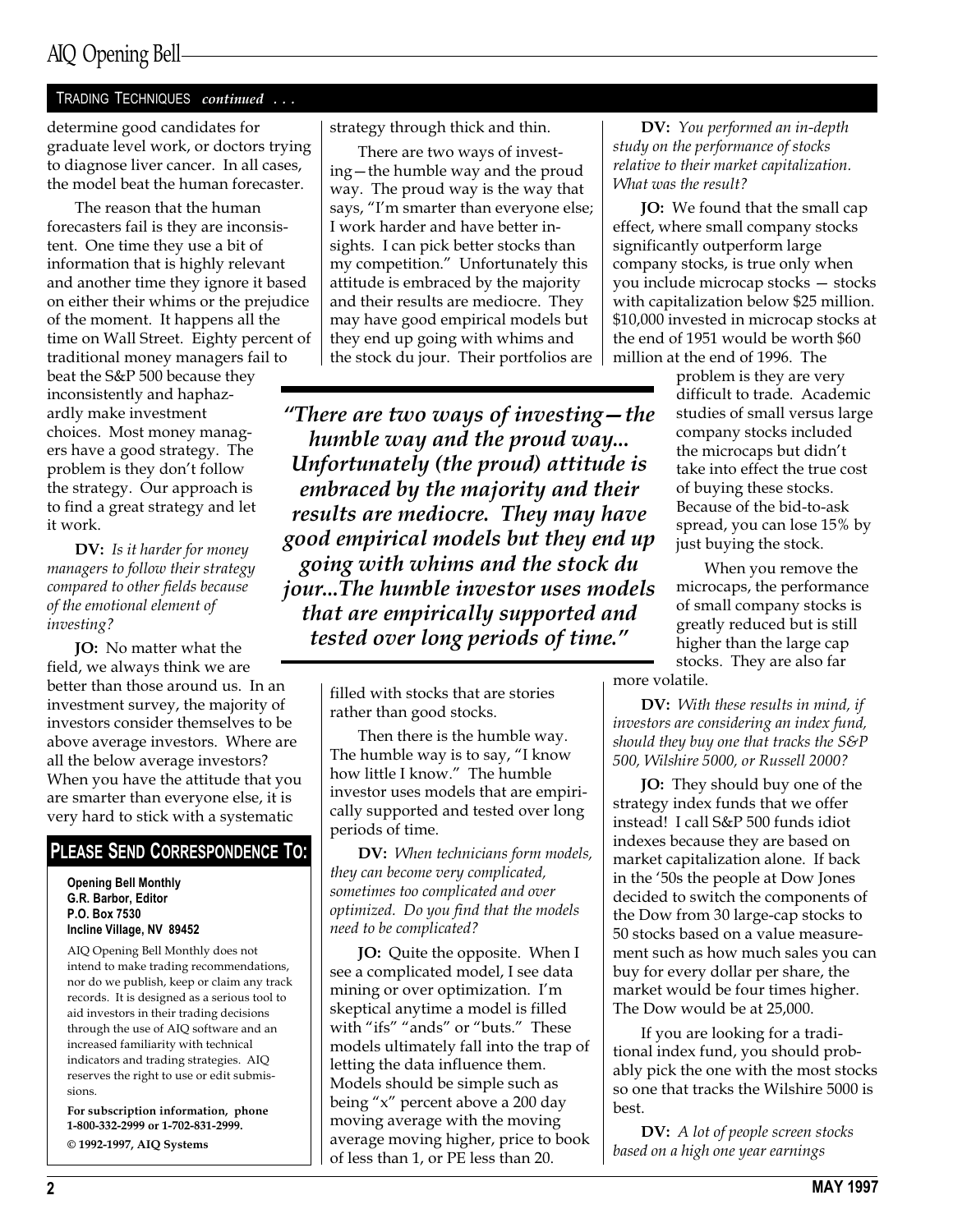TRADING TECHNIQUES *continued . . .*

determine good candidates for graduate level work, or doctors trying to diagnose liver cancer. In all cases, the model beat the human forecaster.

The reason that the human forecasters fail is they are inconsistent. One time they use a bit of information that is highly relevant and another time they ignore it based on either their whims or the prejudice of the moment. It happens all the time on Wall Street. Eighty percent of traditional money managers fail to beat the S&P 500 because they inconsistently and haphazardly make investment choices. Most money managers have a good strategy. The problem is they don't follow the strategy. Our approach is to find a great strategy and let it work.

**DV:** *Is it harder for money managers to follow their strategy compared to other fields because of the emotional element of investing?*

**JO:** No matter what the field, we always think we are better than those around us. In an investment survey, the majority of investors consider themselves to be above average investors. Where are all the below average investors? When you have the attitude that you are smarter than everyone else, it is very hard to stick with a systematic strategy through thick and thin.

There are two ways of investing—the humble way and the proud way. The proud way is the way that says, "I'm smarter than everyone else; I work harder and have better insights. I can pick better stocks than my competition." Unfortunately this attitude is embraced by the majority and their results are mediocre. They may have good empirical models but they end up going with whims and the stock du jour. Their portfolios are filled with stocks that are stories rather than good stocks.

> ***"There are two ways of investing—the humble way and the proud way... Unfortunately (the proud) attitude is embraced by the majority and their results are mediocre. They may have good empirical models but they end up going with whims and the stock du jour...The humble investor uses models that are empirically supported and tested over long periods of time."***

Then there is the humble way. The humble way is to say, "I know how little I know." The humble investor uses models that are empirically supported and tested over long periods of time.

**DV:** *When technicians form models, they can become very complicated, sometimes too complicated and over optimized. Do you find that the models need to be complicated?*

**JO:** Quite the opposite. When I see a complicated model, I see data mining or over optimization. I'm skeptical anytime a model is filled with "ifs" "ands" or "buts." These models ultimately fall into the trap of letting the data influence them. Models should be simple such as being "x" percent above a 200 day moving average with the moving average moving higher, price to book of less than 1, or PE less than 20.

**DV:** *You performed an in-depth study on the performance of stocks relative to their market capitalization. What was the result?*

**JO:** We found that the small cap effect, where small company stocks significantly outperform large company stocks, is true only when you include microcap stocks — stocks with capitalization below $25 million. $10,000 invested in microcap stocks at the end of 1951 would be worth $60 million at the end of 1996. The problem is they are very difficult to trade. Academic studies of small versus large company stocks included the microcaps but didn't take into effect the true cost of buying these stocks. Because of the bid-to-ask spread, you can lose 15% by just buying the stock.

When you remove the microcaps, the performance of small company stocks is greatly reduced but is still higher than the large cap stocks. They are also far more volatile.

**DV:** *With these results in mind, if investors are considering an index fund, should they buy one that tracks the S&P 500, Wilshire 5000, or Russell 2000?*

**JO:** They should buy one of the strategy index funds that we offer instead! I call S&P 500 funds idiot indexes because they are based on market capitalization alone. If back in the '50s the people at Dow Jones decided to switch the components of the Dow from 30 large-cap stocks to 50 stocks based on a value measurement such as how much sales you can buy for every dollar per share, the market would be four times higher. The Dow would be at 25,000.

If you are looking for a traditional index fund, you should probably pick the one with the most stocks so one that tracks the Wilshire 5000 is best.

**DV:** *A lot of people screen stocks based on a high one year earnings*

## PLEASE SEND CORRESPONDENCE TO:

**Opening Bell Monthly**
**G.R. Barbor, Editor**
**P.O. Box 7530**
**Incline Village, NV 89452**

AIQ Opening Bell Monthly does not intend to make trading recommendations, nor do we publish, keep or claim any track records. It is designed as a serious tool to aid investors in their trading decisions through the use of AIQ software and an increased familiarity with technical indicators and trading strategies. AIQ reserves the right to use or edit submissions.

**For subscription information, phone 1-800-332-2999 or 1-702-831-2999.**

**© 1992-1997, AIQ Systems**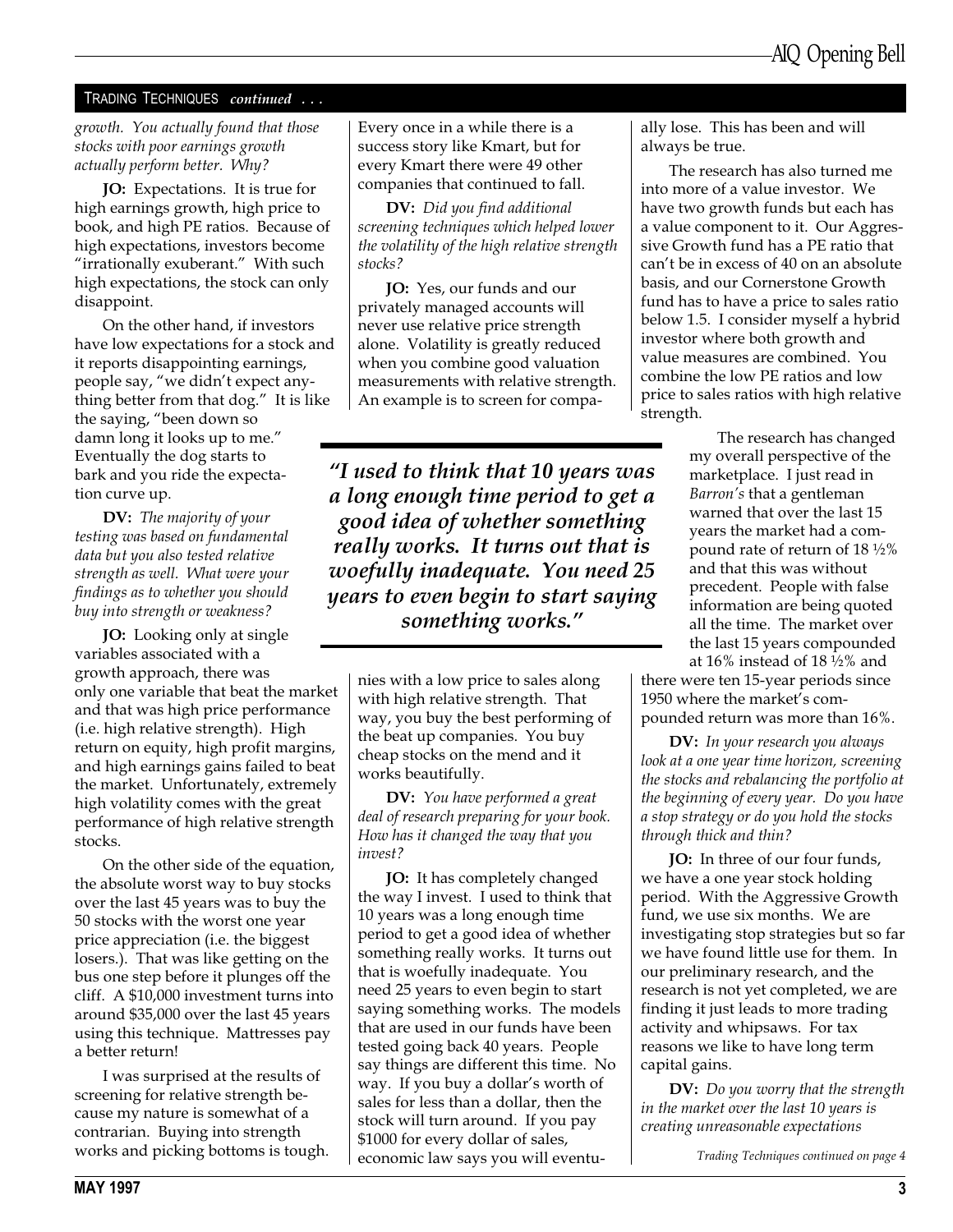## TRADING TECHNIQUES *continued . . .*

*growth. You actually found that those stocks with poor earnings growth actually perform better. Why?*

**JO:** Expectations. It is true for high earnings growth, high price to book, and high PE ratios. Because of high expectations, investors become "irrationally exuberant." With such high expectations, the stock can only disappoint.

On the other hand, if investors have low expectations for a stock and it reports disappointing earnings, people say, "we didn't expect anything better from that dog." It is like the saying, "been down so damn long it looks up to me." Eventually the dog starts to bark and you ride the expectation curve up.

**DV:** *The majority of your testing was based on fundamental data but you also tested relative strength as well. What were your findings as to whether you should buy into strength or weakness?*

**JO:** Looking only at single variables associated with a growth approach, there was only one variable that beat the market and that was high price performance (i.e. high relative strength). High return on equity, high profit margins, and high earnings gains failed to beat the market. Unfortunately, extremely high volatility comes with the great performance of high relative strength stocks.

On the other side of the equation, the absolute worst way to buy stocks over the last 45 years was to buy the 50 stocks with the worst one year price appreciation (i.e. the biggest losers.). That was like getting on the bus one step before it plunges off the cliff. A $10,000 investment turns into around $35,000 over the last 45 years using this technique. Mattresses pay a better return!

I was surprised at the results of screening for relative strength because my nature is somewhat of a contrarian. Buying into strength works and picking bottoms is tough. Every once in a while there is a success story like Kmart, but for every Kmart there were 49 other companies that continued to fall.

**DV:** *Did you find additional screening techniques which helped lower the volatility of the high relative strength stocks?*

**JO:** Yes, our funds and our privately managed accounts will never use relative price strength alone. Volatility is greatly reduced when you combine good valuation measurements with relative strength. An example is to screen for companies with a low price to sales along with high relative strength. That way, you buy the best performing of the beat up companies. You buy cheap stocks on the mend and it works beautifully.

> ***"I used to think that 10 years was a long enough time period to get a good idea of whether something really works. It turns out that is woefully inadequate. You need 25 years to even begin to start saying something works."***

**DV:** *You have performed a great deal of research preparing for your book. How has it changed the way that you invest?*

**JO:** It has completely changed the way I invest. I used to think that 10 years was a long enough time period to get a good idea of whether something really works. It turns out that is woefully inadequate. You need 25 years to even begin to start saying something works. The models that are used in our funds have been tested going back 40 years. People say things are different this time. No way. If you buy a dollar's worth of sales for less than a dollar, then the stock will turn around. If you pay $1000 for every dollar of sales, economic law says you will eventually lose. This has been and will always be true.

The research has also turned me into more of a value investor. We have two growth funds but each has a value component to it. Our Aggressive Growth fund has a PE ratio that can't be in excess of 40 on an absolute basis, and our Cornerstone Growth fund has to have a price to sales ratio below 1.5. I consider myself a hybrid investor where both growth and value measures are combined. You combine the low PE ratios and low price to sales ratios with high relative strength.

The research has changed my overall perspective of the marketplace. I just read in *Barron's* that a gentleman warned that over the last 15 years the market had a compound rate of return of 18 ½% and that this was without precedent. People with false information are being quoted all the time. The market over the last 15 years compounded at 16% instead of 18 ½% and there were ten 15-year periods since 1950 where the market's compounded return was more than 16%.

**DV:** *In your research you always look at a one year time horizon, screening the stocks and rebalancing the portfolio at the beginning of every year. Do you have a stop strategy or do you hold the stocks through thick and thin?*

**JO:** In three of our four funds, we have a one year stock holding period. With the Aggressive Growth fund, we use six months. We are investigating stop strategies but so far we have found little use for them. In our preliminary research, and the research is not yet completed, we are finding it just leads to more trading activity and whipsaws. For tax reasons we like to have long term capital gains.

**DV:** *Do you worry that the strength in the market over the last 10 years is creating unreasonable expectations*

*Trading Techniques continued on page 4*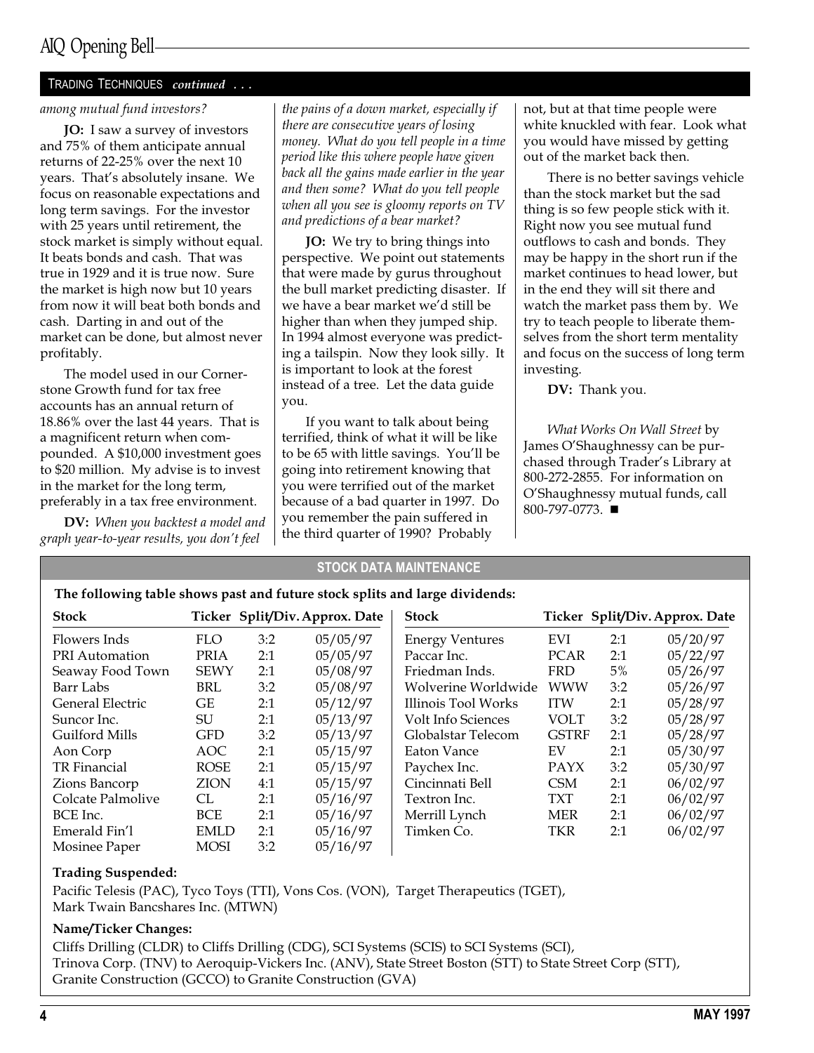TRADING TECHNIQUES *continued . . .*

*among mutual fund investors?*

**JO:** I saw a survey of investors and 75% of them anticipate annual returns of 22-25% over the next 10 years. That's absolutely insane. We focus on reasonable expectations and long term savings. For the investor with 25 years until retirement, the stock market is simply without equal. It beats bonds and cash. That was true in 1929 and it is true now. Sure the market is high now but 10 years from now it will beat both bonds and cash. Darting in and out of the market can be done, but almost never profitably.

The model used in our Cornerstone Growth fund for tax free accounts has an annual return of 18.86% over the last 44 years. That is a magnificent return when compounded. A $10,000 investment goes to $20 million. My advise is to invest in the market for the long term, preferably in a tax free environment.

**DV:** *When you backtest a model and graph year-to-year results, you don't feel the pains of a down market, especially if there are consecutive years of losing money. What do you tell people in a time period like this where people have given back all the gains made earlier in the year and then some? What do you tell people when all you see is gloomy reports on TV and predictions of a bear market?*

**JO:** We try to bring things into perspective. We point out statements that were made by gurus throughout the bull market predicting disaster. If we have a bear market we'd still be higher than when they jumped ship. In 1994 almost everyone was predicting a tailspin. Now they look silly. It is important to look at the forest instead of a tree. Let the data guide you.

If you want to talk about being terrified, think of what it will be like to be 65 with little savings. You'll be going into retirement knowing that you were terrified out of the market because of a bad quarter in 1997. Do you remember the pain suffered in the third quarter of 1990? Probably not, but at that time people were white knuckled with fear. Look what you would have missed by getting out of the market back then.

There is no better savings vehicle than the stock market but the sad thing is so few people stick with it. Right now you see mutual fund outflows to cash and bonds. They may be happy in the short run if the market continues to head lower, but in the end they will sit there and watch the market pass them by. We try to teach people to liberate themselves from the short term mentality and focus on the success of long term investing.

**DV:** Thank you.

*What Works On Wall Street* by James O'Shaughnessy can be purchased through Trader's Library at 800-272-2855. For information on O'Shaughnessy mutual funds, call 800-797-0773. ■

## STOCK DATA MAINTENANCE

**The following table shows past and future stock splits and large dividends:**

| Stock | Ticker | Split/Div. | Approx. Date |
|---|---|---|---|
| Flowers Inds | FLO | 3:2 | 05/05/97 |
| PRI Automation | PRIA | 2:1 | 05/05/97 |
| Seaway Food Town | SEWY | 2:1 | 05/08/97 |
| Barr Labs | BRL | 3:2 | 05/08/97 |
| General Electric | GE | 2:1 | 05/12/97 |
| Suncor Inc. | SU | 2:1 | 05/13/97 |
| Guilford Mills | GFD | 3:2 | 05/13/97 |
| Aon Corp | AOC | 2:1 | 05/15/97 |
| TR Financial | ROSE | 2:1 | 05/15/97 |
| Zions Bancorp | ZION | 4:1 | 05/15/97 |
| Colcate Palmolive | CL | 2:1 | 05/16/97 |
| BCE Inc. | BCE | 2:1 | 05/16/97 |
| Emerald Fin'l | EMLD | 2:1 | 05/16/97 |
| Mosinee Paper | MOSI | 3:2 | 05/16/97 |
| Energy Ventures | EVI | 2:1 | 05/20/97 |
| Paccar Inc. | PCAR | 2:1 | 05/22/97 |
| Friedman Inds. | FRD | 5% | 05/26/97 |
| Wolverine Worldwide | WWW | 3:2 | 05/26/97 |
| Illinois Tool Works | ITW | 2:1 | 05/28/97 |
| Volt Info Sciences | VOLT | 3:2 | 05/28/97 |
| Globalstar Telecom | GSTRF | 2:1 | 05/28/97 |
| Eaton Vance | EV | 2:1 | 05/30/97 |
| Paychex Inc. | PAYX | 3:2 | 05/30/97 |
| Cincinnati Bell | CSM | 2:1 | 06/02/97 |
| Textron Inc. | TXT | 2:1 | 06/02/97 |
| Merrill Lynch | MER | 2:1 | 06/02/97 |
| Timken Co. | TKR | 2:1 | 06/02/97 |

**Trading Suspended:**

Pacific Telesis (PAC), Tyco Toys (TTI), Vons Cos. (VON), Target Therapeutics (TGET), Mark Twain Bancshares Inc. (MTWN)

**Name/Ticker Changes:**

Cliffs Drilling (CLDR) to Cliffs Drilling (CDG), SCI Systems (SCIS) to SCI Systems (SCI), Trinova Corp. (TNV) to Aeroquip-Vickers Inc. (ANV), State Street Boston (STT) to State Street Corp (STT), Granite Construction (GCCO) to Granite Construction (GVA)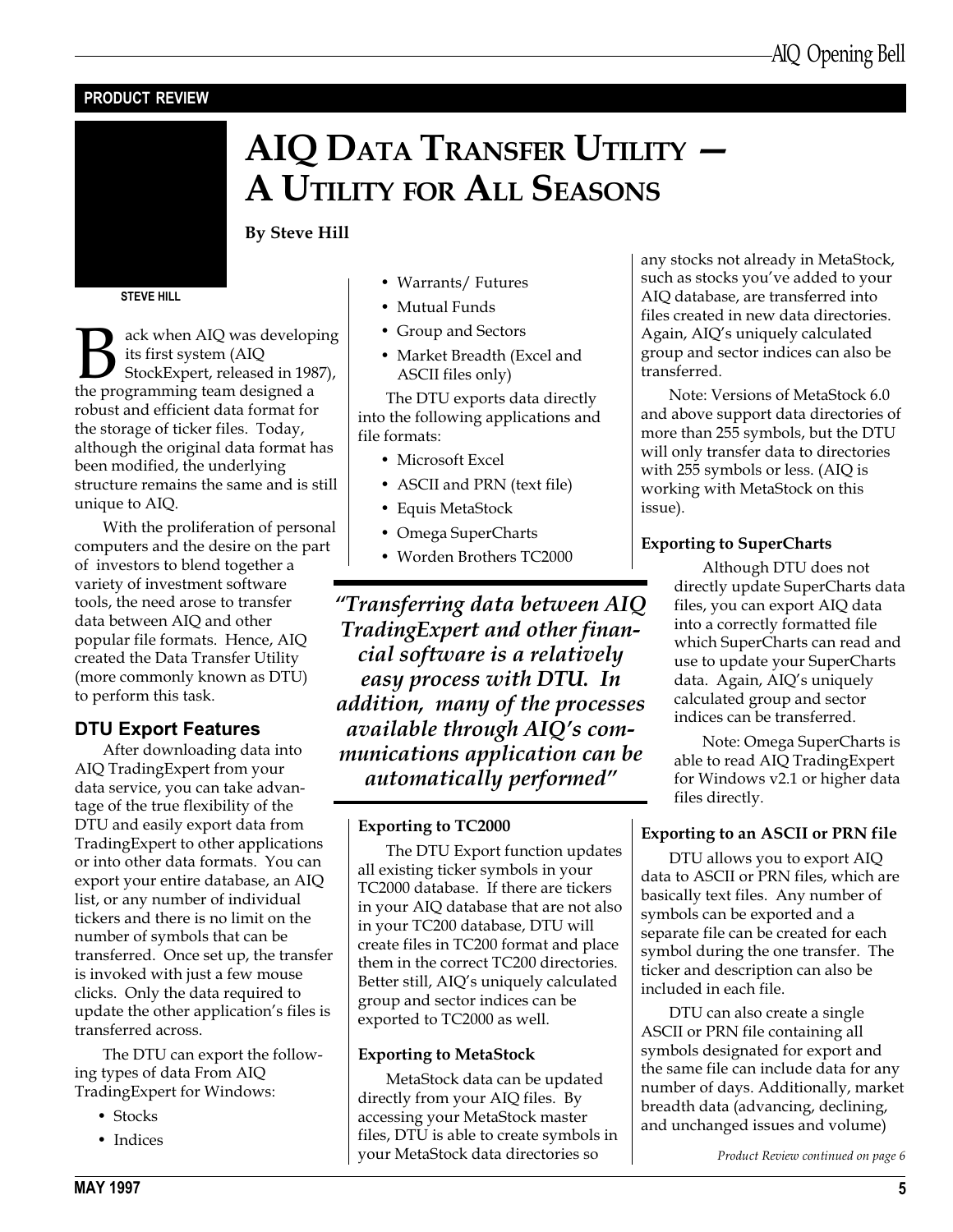PRODUCT REVIEW

# AIQ Data Transfer Utility — A Utility for All Seasons

**By Steve Hill**

STEVE HILL

Back when AIQ was developing its first system (AIQ StockExpert, released in 1987), the programming team designed a robust and efficient data format for the storage of ticker files. Today, although the original data format has been modified, the underlying structure remains the same and is still unique to AIQ.

With the proliferation of personal computers and the desire on the part of investors to blend together a variety of investment software tools, the need arose to transfer data between AIQ and other popular file formats. Hence, AIQ created the Data Transfer Utility (more commonly known as DTU) to perform this task.

## DTU Export Features

After downloading data into AIQ TradingExpert from your data service, you can take advantage of the true flexibility of the DTU and easily export data from TradingExpert to other applications or into other data formats. You can export your entire database, an AIQ list, or any number of individual tickers and there is no limit on the number of symbols that can be transferred. Once set up, the transfer is invoked with just a few mouse clicks. Only the data required to update the other application's files is transferred across.

The DTU can export the following types of data From AIQ TradingExpert for Windows:

- Stocks
- Indices
- Warrants/ Futures
- Mutual Funds
- Group and Sectors
- Market Breadth (Excel and ASCII files only)

The DTU exports data directly into the following applications and file formats:

- Microsoft Excel
- ASCII and PRN (text file)
- Equis MetaStock
- Omega SuperCharts
- Worden Brothers TC2000

> *"Transferring data between AIQ TradingExpert and other financial software is a relatively easy process with DTU. In addition, many of the processes available through AIQ's communications application can be automatically performed"*

### Exporting to TC2000

The DTU Export function updates all existing ticker symbols in your TC2000 database. If there are tickers in your AIQ database that are not also in your TC200 database, DTU will create files in TC200 format and place them in the correct TC200 directories. Better still, AIQ's uniquely calculated group and sector indices can be exported to TC2000 as well.

### Exporting to MetaStock

MetaStock data can be updated directly from your AIQ files. By accessing your MetaStock master files, DTU is able to create symbols in your MetaStock data directories so any stocks not already in MetaStock, such as stocks you've added to your AIQ database, are transferred into files created in new data directories. Again, AIQ's uniquely calculated group and sector indices can also be transferred.

Note: Versions of MetaStock 6.0 and above support data directories of more than 255 symbols, but the DTU will only transfer data to directories with 255 symbols or less. (AIQ is working with MetaStock on this issue).

### Exporting to SuperCharts

Although DTU does not directly update SuperCharts data files, you can export AIQ data into a correctly formatted file which SuperCharts can read and use to update your SuperCharts data. Again, AIQ's uniquely calculated group and sector indices can be transferred.

Note: Omega SuperCharts is able to read AIQ TradingExpert for Windows v2.1 or higher data files directly.

### Exporting to an ASCII or PRN file

DTU allows you to export AIQ data to ASCII or PRN files, which are basically text files. Any number of symbols can be exported and a separate file can be created for each symbol during the one transfer. The ticker and description can also be included in each file.

DTU can also create a single ASCII or PRN file containing all symbols designated for export and the same file can include data for any number of days. Additionally, market breadth data (advancing, declining, and unchanged issues and volume)

*Product Review continued on page 6*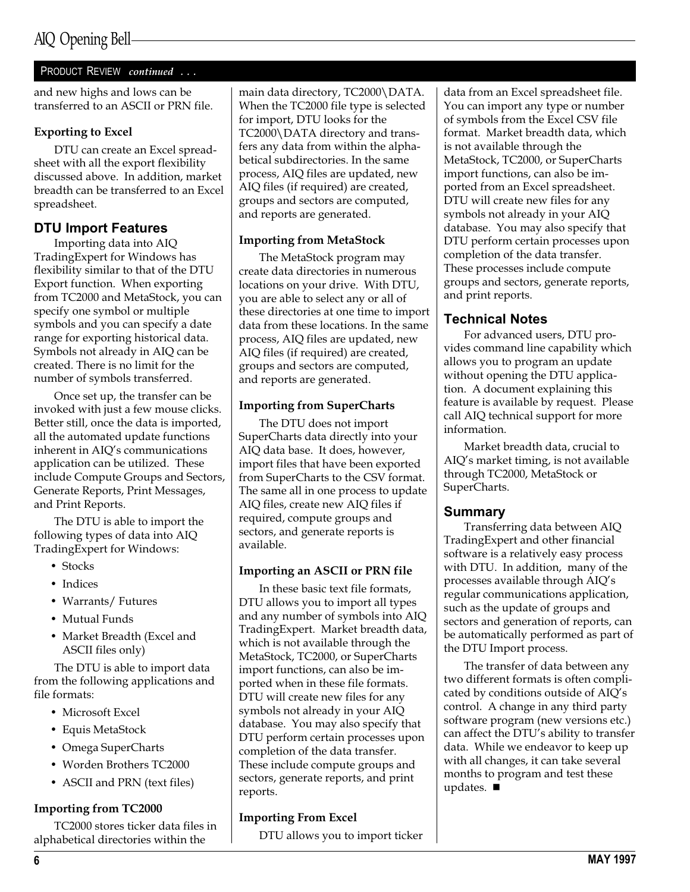PRODUCT REVIEW *continued . . .*

and new highs and lows can be transferred to an ASCII or PRN file.

**Exporting to Excel**

DTU can create an Excel spreadsheet with all the export flexibility discussed above. In addition, market breadth can be transferred to an Excel spreadsheet.

## DTU Import Features

Importing data into AIQ TradingExpert for Windows has flexibility similar to that of the DTU Export function. When exporting from TC2000 and MetaStock, you can specify one symbol or multiple symbols and you can specify a date range for exporting historical data. Symbols not already in AIQ can be created. There is no limit for the number of symbols transferred.

Once set up, the transfer can be invoked with just a few mouse clicks. Better still, once the data is imported, all the automated update functions inherent in AIQ's communications application can be utilized. These include Compute Groups and Sectors, Generate Reports, Print Messages, and Print Reports.

The DTU is able to import the following types of data into AIQ TradingExpert for Windows:

- Stocks
- Indices
- Warrants/ Futures
- Mutual Funds
- Market Breadth (Excel and ASCII files only)

The DTU is able to import data from the following applications and file formats:

- Microsoft Excel
- Equis MetaStock
- Omega SuperCharts
- Worden Brothers TC2000
- ASCII and PRN (text files)

**Importing from TC2000**

TC2000 stores ticker data files in alphabetical directories within the main data directory, TC2000\DATA. When the TC2000 file type is selected for import, DTU looks for the TC2000\DATA directory and transfers any data from within the alphabetical subdirectories. In the same process, AIQ files are updated, new AIQ files (if required) are created, groups and sectors are computed, and reports are generated.

**Importing from MetaStock**

The MetaStock program may create data directories in numerous locations on your drive. With DTU, you are able to select any or all of these directories at one time to import data from these locations. In the same process, AIQ files are updated, new AIQ files (if required) are created, groups and sectors are computed, and reports are generated.

**Importing from SuperCharts**

The DTU does not import SuperCharts data directly into your AIQ data base. It does, however, import files that have been exported from SuperCharts to the CSV format. The same all in one process to update AIQ files, create new AIQ files if required, compute groups and sectors, and generate reports is available.

**Importing an ASCII or PRN file**

In these basic text file formats, DTU allows you to import all types and any number of symbols into AIQ TradingExpert. Market breadth data, which is not available through the MetaStock, TC2000, or SuperCharts import functions, can also be imported when in these file formats. DTU will create new files for any symbols not already in your AIQ database. You may also specify that DTU perform certain processes upon completion of the data transfer. These include compute groups and sectors, generate reports, and print reports.

**Importing From Excel**

DTU allows you to import ticker data from an Excel spreadsheet file. You can import any type or number of symbols from the Excel CSV file format. Market breadth data, which is not available through the MetaStock, TC2000, or SuperCharts import functions, can also be imported from an Excel spreadsheet. DTU will create new files for any symbols not already in your AIQ database. You may also specify that DTU perform certain processes upon completion of the data transfer. These processes include compute groups and sectors, generate reports, and print reports.

## Technical Notes

For advanced users, DTU provides command line capability which allows you to program an update without opening the DTU application. A document explaining this feature is available by request. Please call AIQ technical support for more information.

Market breadth data, crucial to AIQ's market timing, is not available through TC2000, MetaStock or SuperCharts.

## Summary

Transferring data between AIQ TradingExpert and other financial software is a relatively easy process with DTU. In addition, many of the processes available through AIQ's regular communications application, such as the update of groups and sectors and generation of reports, can be automatically performed as part of the DTU Import process.

The transfer of data between any two different formats is often complicated by conditions outside of AIQ's control. A change in any third party software program (new versions etc.) can affect the DTU's ability to transfer data. While we endeavor to keep up with all changes, it can take several months to program and test these updates. ■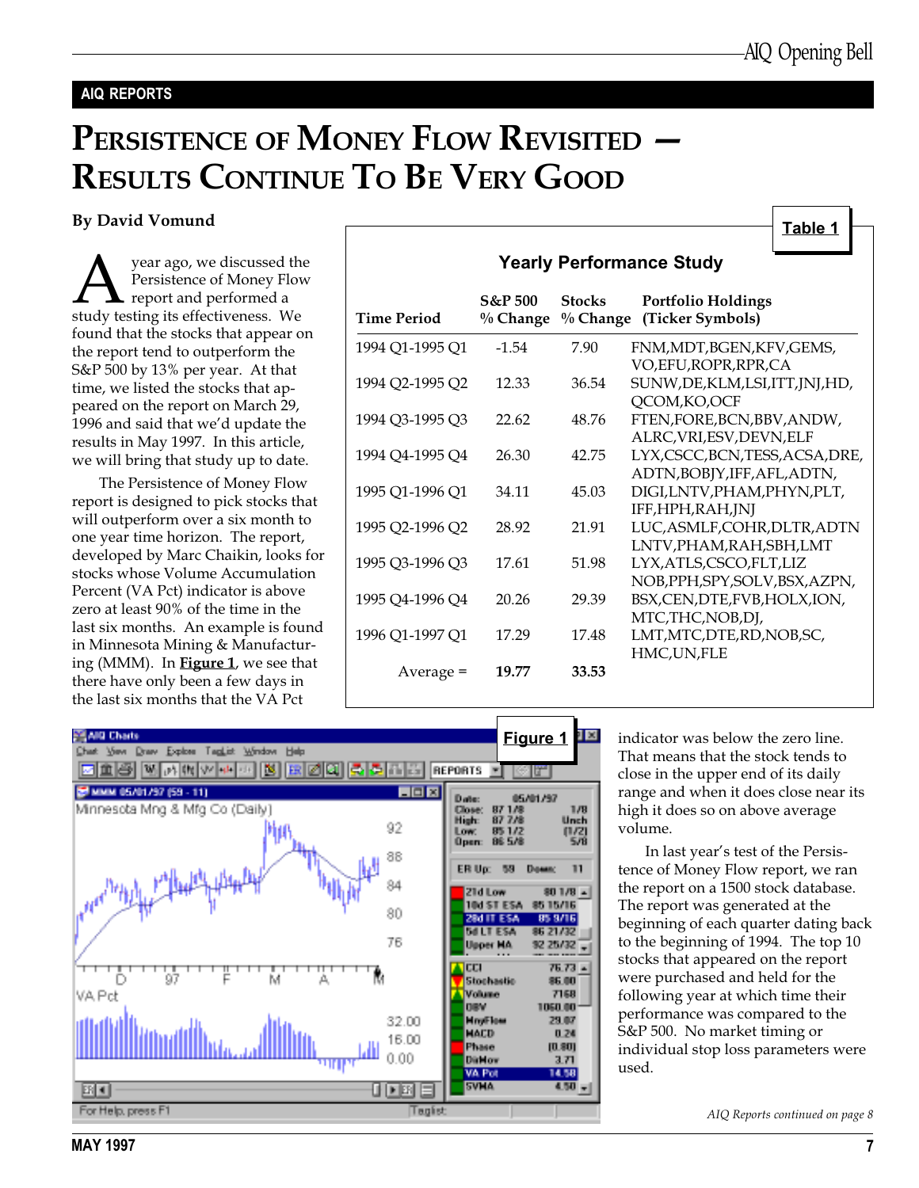## AIQ REPORTS

# Persistence of Money Flow Revisited — Results Continue To Be Very Good

**By David Vomund**

A year ago, we discussed the Persistence of Money Flow report and performed a study testing its effectiveness. We found that the stocks that appear on the report tend to outperform the S&P 500 by 13% per year. At that time, we listed the stocks that appeared on the report on March 29, 1996 and said that we'd update the results in May 1997. In this article, we will bring that study up to date.

The Persistence of Money Flow report is designed to pick stocks that will outperform over a six month to one year time horizon. The report, developed by Marc Chaikin, looks for stocks whose Volume Accumulation Percent (VA Pct) indicator is above zero at least 90% of the time in the last six months. An example is found in Minnesota Mining & Manufacturing (MMM). In **Figure 1**, we see that there have only been a few days in the last six months that the VA Pct indicator was below the zero line. That means that the stock tends to close in the upper end of its daily range and when it does close near its high it does so on above average volume.

**Table 1**

**Yearly Performance Study**

| Time Period | S&P 500 % Change | Stocks % Change | Portfolio Holdings (Ticker Symbols) |
|---|---|---|---|
| 1994 Q1-1995 Q1 | -1.54 | 7.90 | FNM,MDT,BGEN,KFV,GEMS, VO,EFU,ROPR,RPR,CA |
| 1994 Q2-1995 Q2 | 12.33 | 36.54 | SUNW,DE,KLM,LSI,ITT,JNJ,HD, QCOM,KO,OCF |
| 1994 Q3-1995 Q3 | 22.62 | 48.76 | FTEN,FORE,BCN,BBV,ANDW, ALRC,VRI,ESV,DEVN,ELF |
| 1994 Q4-1995 Q4 | 26.30 | 42.75 | LYX,CSCC,BCN,TESS,ACSA,DRE, ADTN,BOBJY,IFF,AFL,ADTN, |
| 1995 Q1-1996 Q1 | 34.11 | 45.03 | DIGI,LNTV,PHAM,PHYN,PLT, IFF,HPH,RAH,JNJ |
| 1995 Q2-1996 Q2 | 28.92 | 21.91 | LUC,ASMLF,COHR,DLTR,ADTN LNTV,PHAM,RAH,SBH,LMT |
| 1995 Q3-1996 Q3 | 17.61 | 51.98 | LYX,ATLS,CSCO,FLT,LIZ NOB,PPH,SPY,SOLV,BSX,AZPN, |
| 1995 Q4-1996 Q4 | 20.26 | 29.39 | BSX,CEN,DTE,FVB,HOLX,ION, MTC,THC,NOB,DJ, |
| 1996 Q1-1997 Q1 | 17.29 | 17.48 | LMT,MTC,DTE,RD,NOB,SC, HMC,UN,FLE |
| Average = | **19.77** | **33.53** | |

**Figure 1**

In last year's test of the Persistence of Money Flow report, we ran the report on a 1500 stock database. The report was generated at the beginning of each quarter dating back to the beginning of 1994. The top 10 stocks that appeared on the report were purchased and held for the following year at which time their performance was compared to the S&P 500. No market timing or individual stop loss parameters were used.

*AIQ Reports continued on page 8*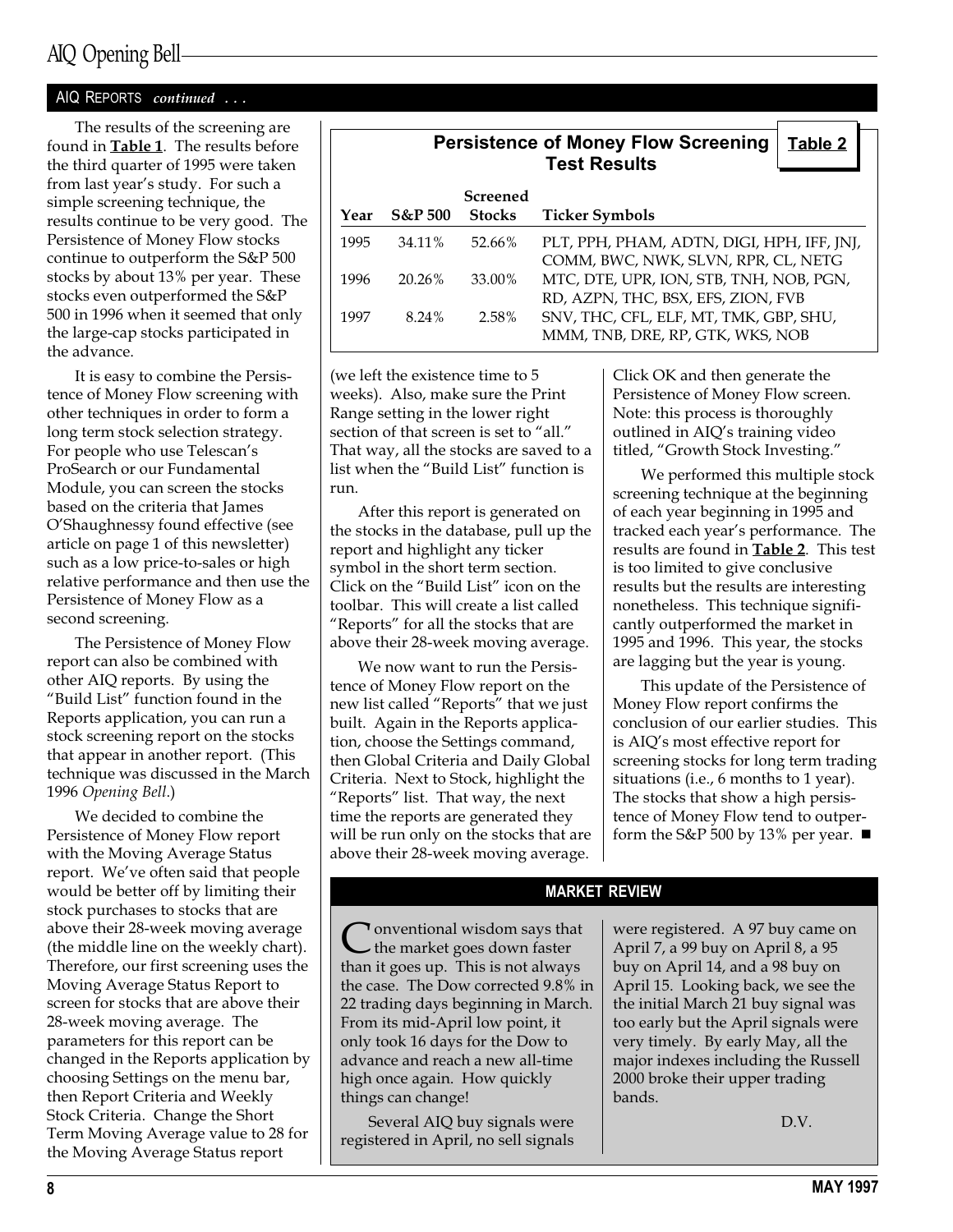AIQ REPORTS *continued* . . .

The results of the screening are found in **Table 1**. The results before the third quarter of 1995 were taken from last year's study. For such a simple screening technique, the results continue to be very good. The Persistence of Money Flow stocks continue to outperform the S&P 500 stocks by about 13% per year. These stocks even outperformed the S&P 500 in 1996 when it seemed that only the large-cap stocks participated in the advance.

It is easy to combine the Persistence of Money Flow screening with other techniques in order to form a long term stock selection strategy. For people who use Telescan's ProSearch or our Fundamental Module, you can screen the stocks based on the criteria that James O'Shaughnessy found effective (see article on page 1 of this newsletter) such as a low price-to-sales or high relative performance and then use the Persistence of Money Flow as a second screening.

The Persistence of Money Flow report can also be combined with other AIQ reports. By using the "Build List" function found in the Reports application, you can run a stock screening report on the stocks that appear in another report. (This technique was discussed in the March 1996 *Opening Bell*.)

We decided to combine the Persistence of Money Flow report with the Moving Average Status report. We've often said that people would be better off by limiting their stock purchases to stocks that are above their 28-week moving average (the middle line on the weekly chart). Therefore, our first screening uses the Moving Average Status Report to screen for stocks that are above their 28-week moving average. The parameters for this report can be changed in the Reports application by choosing Settings on the menu bar, then Report Criteria and Weekly Stock Criteria. Change the Short Term Moving Average value to 28 for the Moving Average Status report (we left the existence time to 5 weeks). Also, make sure the Print Range setting in the lower right section of that screen is set to "all." That way, all the stocks are saved to a list when the "Build List" function is run.

After this report is generated on the stocks in the database, pull up the report and highlight any ticker symbol in the short term section. Click on the "Build List" icon on the toolbar. This will create a list called "Reports" for all the stocks that are above their 28-week moving average.

We now want to run the Persistence of Money Flow report on the new list called "Reports" that we just built. Again in the Reports application, choose the Settings command, then Global Criteria and Daily Global Criteria. Next to Stock, highlight the "Reports" list. That way, the next time the reports are generated they will be run only on the stocks that are above their 28-week moving average. Click OK and then generate the Persistence of Money Flow screen. Note: this process is thoroughly outlined in AIQ's training video titled, "Growth Stock Investing."

We performed this multiple stock screening technique at the beginning of each year beginning in 1995 and tracked each year's performance. The results are found in **Table 2**. This test is too limited to give conclusive results but the results are interesting nonetheless. This technique significantly outperformed the market in 1995 and 1996. This year, the stocks are lagging but the year is young.

This update of the Persistence of Money Flow report confirms the conclusion of our earlier studies. This is AIQ's most effective report for screening stocks for long term trading situations (i.e., 6 months to 1 year). The stocks that show a high persistence of Money Flow tend to outperform the S&P 500 by 13% per year. ■

**Persistence of Money Flow Screening Test Results** — **Table 2**

| Year | S&P 500 | Screened Stocks | Ticker Symbols |
|---|---|---|---|
| 1995 | 34.11% | 52.66% | PLT, PPH, PHAM, ADTN, DIGI, HPH, IFF, JNJ, COMM, BWC, NWK, SLVN, RPR, CL, NETG |
| 1996 | 20.26% | 33.00% | MTC, DTE, UPR, ION, STB, TNH, NOB, PGN, RD, AZPN, THC, BSX, EFS, ZION, FVB |
| 1997 | 8.24% | 2.58% | SNV, THC, CFL, ELF, MT, TMK, GBP, SHU, MMM, TNB, DRE, RP, GTK, WKS, NOB |

## MARKET REVIEW

Conventional wisdom says that the market goes down faster than it goes up. This is not always the case. The Dow corrected 9.8% in 22 trading days beginning in March. From its mid-April low point, it only took 16 days for the Dow to advance and reach a new all-time high once again. How quickly things can change!

Several AIQ buy signals were registered in April, no sell signals were registered. A 97 buy came on April 7, a 99 buy on April 8, a 95 buy on April 14, and a 98 buy on April 15. Looking back, we see the the initial March 21 buy signal was too early but the April signals were very timely. By early May, all the major indexes including the Russell 2000 broke their upper trading bands.

D.V.